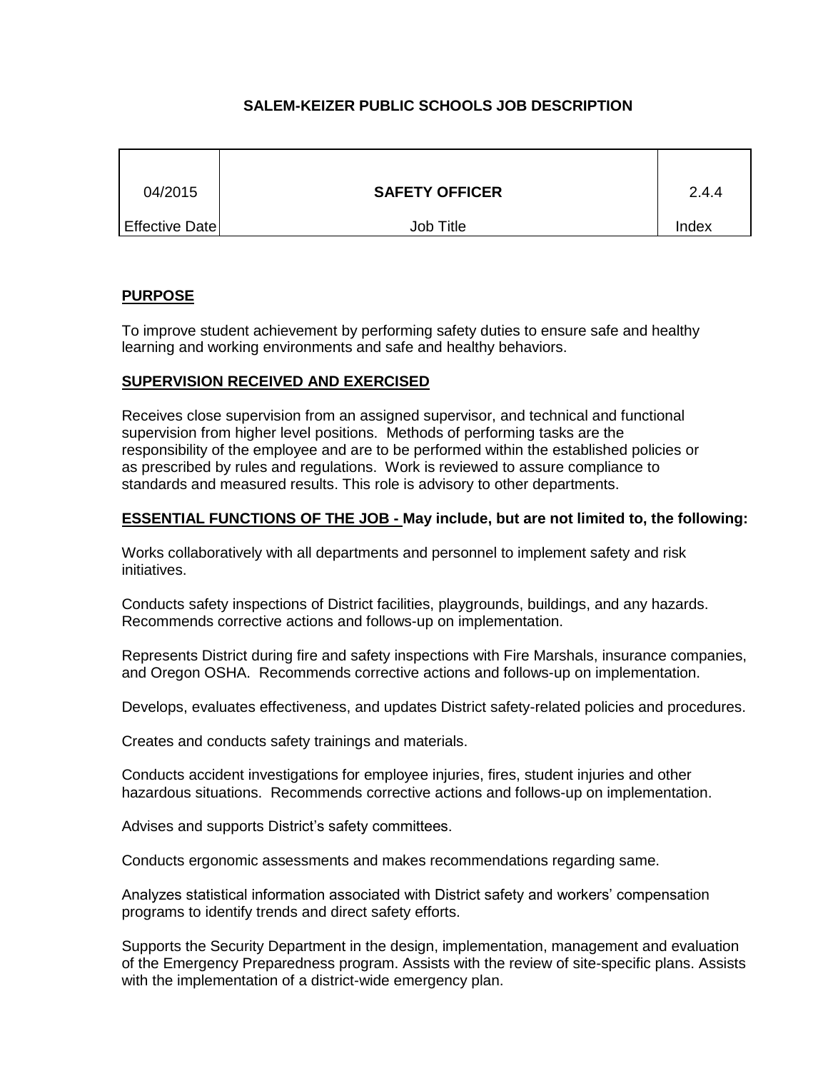# SALEM-KEIZER PUBLIC SCHOOLS JOB DESCRIPTION

| 04/2015 | **SAFETY OFFICER** | 2.4.4 |
|---|---|---|
| Effective Date | Job Title | Index |

## PURPOSE

To improve student achievement by performing safety duties to ensure safe and healthy learning and working environments and safe and healthy behaviors.

## SUPERVISION RECEIVED AND EXERCISED

Receives close supervision from an assigned supervisor, and technical and functional supervision from higher level positions. Methods of performing tasks are the responsibility of the employee and are to be performed within the established policies or as prescribed by rules and regulations. Work is reviewed to assure compliance to standards and measured results. This role is advisory to other departments.

## ESSENTIAL FUNCTIONS OF THE JOB - May include, but are not limited to, the following:

Works collaboratively with all departments and personnel to implement safety and risk initiatives.

Conducts safety inspections of District facilities, playgrounds, buildings, and any hazards. Recommends corrective actions and follows-up on implementation.

Represents District during fire and safety inspections with Fire Marshals, insurance companies, and Oregon OSHA. Recommends corrective actions and follows-up on implementation.

Develops, evaluates effectiveness, and updates District safety-related policies and procedures.

Creates and conducts safety trainings and materials.

Conducts accident investigations for employee injuries, fires, student injuries and other hazardous situations. Recommends corrective actions and follows-up on implementation.

Advises and supports District's safety committees.

Conducts ergonomic assessments and makes recommendations regarding same.

Analyzes statistical information associated with District safety and workers' compensation programs to identify trends and direct safety efforts.

Supports the Security Department in the design, implementation, management and evaluation of the Emergency Preparedness program. Assists with the review of site-specific plans. Assists with the implementation of a district-wide emergency plan.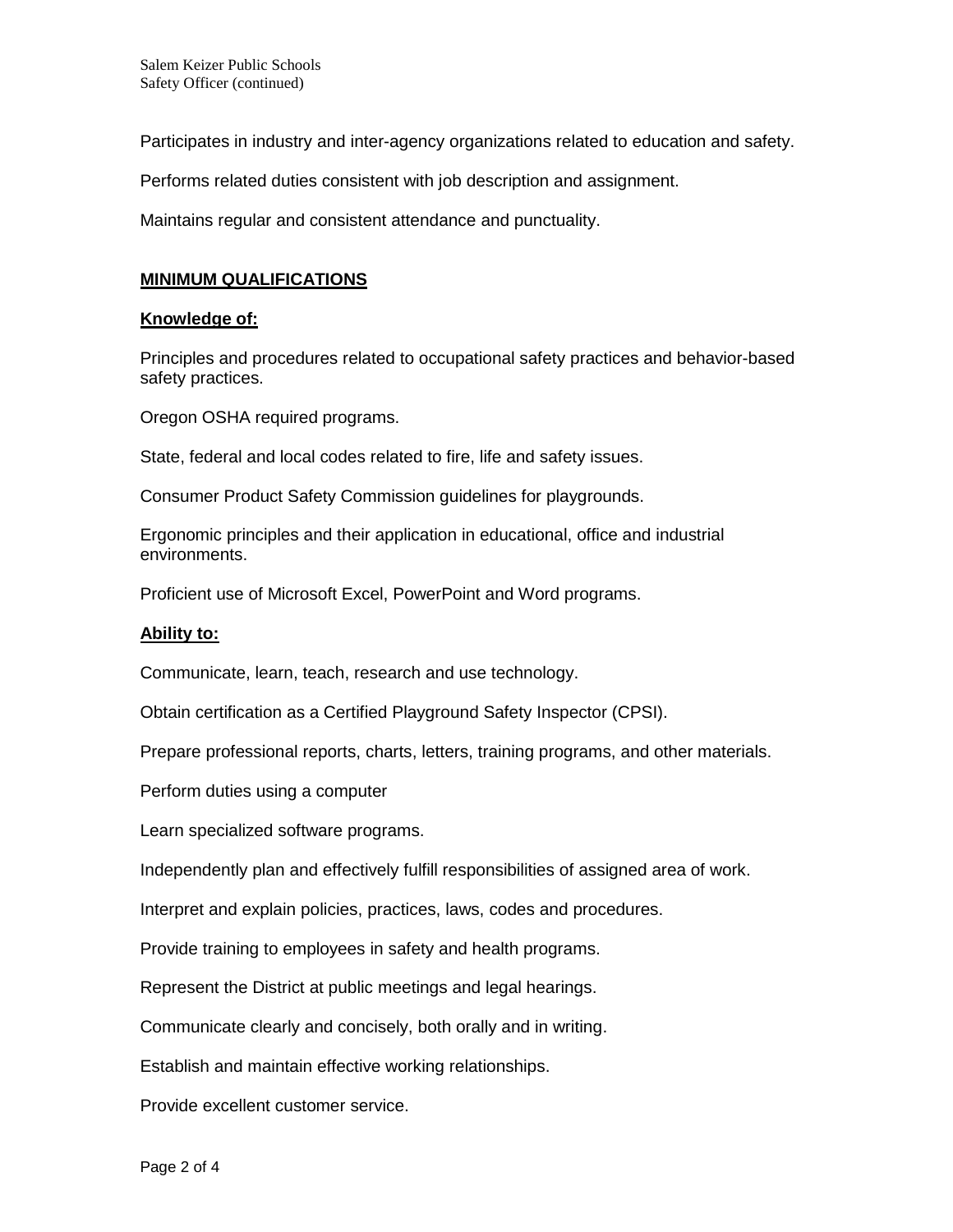Participates in industry and inter-agency organizations related to education and safety.

Performs related duties consistent with job description and assignment.

Maintains regular and consistent attendance and punctuality.

## MINIMUM QUALIFICATIONS

### Knowledge of:

Principles and procedures related to occupational safety practices and behavior-based safety practices.

Oregon OSHA required programs.

State, federal and local codes related to fire, life and safety issues.

Consumer Product Safety Commission guidelines for playgrounds.

Ergonomic principles and their application in educational, office and industrial environments.

Proficient use of Microsoft Excel, PowerPoint and Word programs.

### Ability to:

Communicate, learn, teach, research and use technology.

Obtain certification as a Certified Playground Safety Inspector (CPSI).

Prepare professional reports, charts, letters, training programs, and other materials.

Perform duties using a computer

Learn specialized software programs.

Independently plan and effectively fulfill responsibilities of assigned area of work.

Interpret and explain policies, practices, laws, codes and procedures.

Provide training to employees in safety and health programs.

Represent the District at public meetings and legal hearings.

Communicate clearly and concisely, both orally and in writing.

Establish and maintain effective working relationships.

Provide excellent customer service.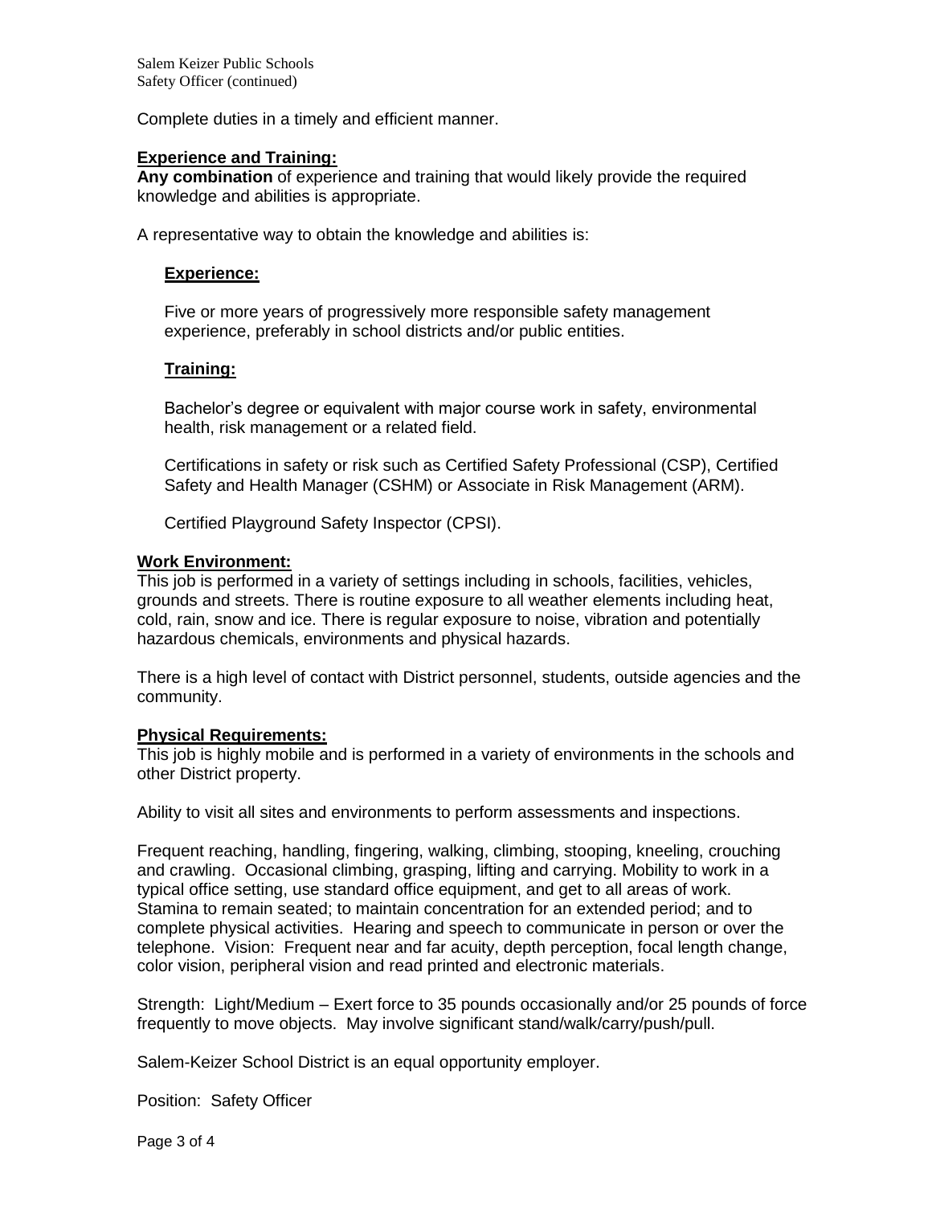Complete duties in a timely and efficient manner.

**Experience and Training:**

**Any combination** of experience and training that would likely provide the required knowledge and abilities is appropriate.

A representative way to obtain the knowledge and abilities is:

**Experience:**

Five or more years of progressively more responsible safety management experience, preferably in school districts and/or public entities.

**Training:**

Bachelor's degree or equivalent with major course work in safety, environmental health, risk management or a related field.

Certifications in safety or risk such as Certified Safety Professional (CSP), Certified Safety and Health Manager (CSHM) or Associate in Risk Management (ARM).

Certified Playground Safety Inspector (CPSI).

**Work Environment:**

This job is performed in a variety of settings including in schools, facilities, vehicles, grounds and streets. There is routine exposure to all weather elements including heat, cold, rain, snow and ice. There is regular exposure to noise, vibration and potentially hazardous chemicals, environments and physical hazards.

There is a high level of contact with District personnel, students, outside agencies and the community.

**Physical Requirements:**

This job is highly mobile and is performed in a variety of environments in the schools and other District property.

Ability to visit all sites and environments to perform assessments and inspections.

Frequent reaching, handling, fingering, walking, climbing, stooping, kneeling, crouching and crawling. Occasional climbing, grasping, lifting and carrying. Mobility to work in a typical office setting, use standard office equipment, and get to all areas of work. Stamina to remain seated; to maintain concentration for an extended period; and to complete physical activities. Hearing and speech to communicate in person or over the telephone. Vision: Frequent near and far acuity, depth perception, focal length change, color vision, peripheral vision and read printed and electronic materials.

Strength: Light/Medium – Exert force to 35 pounds occasionally and/or 25 pounds of force frequently to move objects. May involve significant stand/walk/carry/push/pull.

Salem-Keizer School District is an equal opportunity employer.

Position: Safety Officer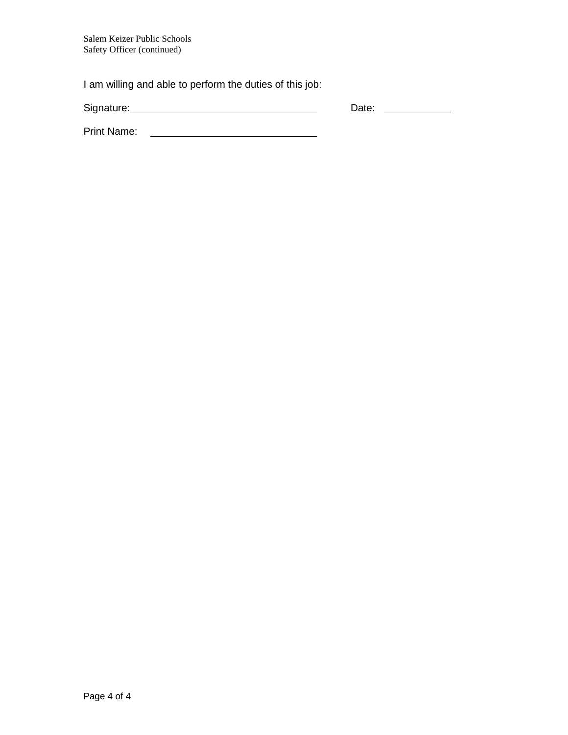I am willing and able to perform the duties of this job:

Signature: ________________________________ Date: ____________

Print Name: ____________________________